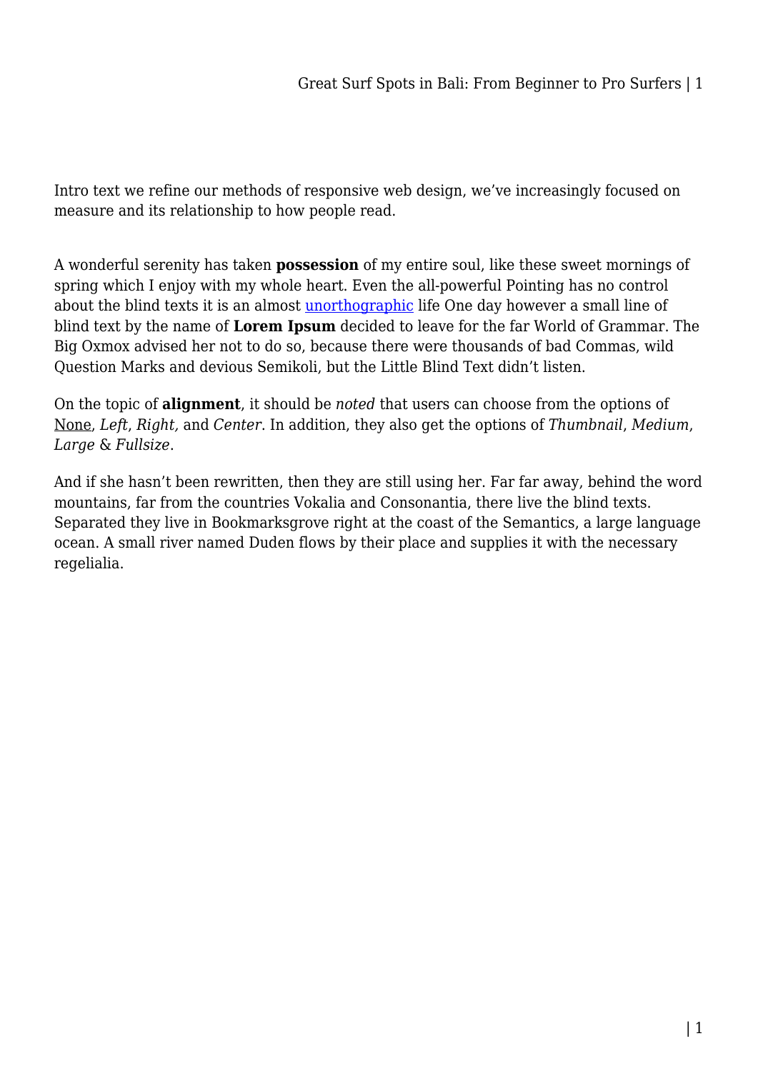Intro text we refine our methods of responsive web design, we've increasingly focused on measure and its relationship to how people read.

A wonderful serenity has taken **possession** of my entire soul, like these sweet mornings of spring which I enjoy with my whole heart. Even the all-powerful Pointing has no control about the blind texts it is an almost unorthographic life One day however a small line of blind text by the name of **Lorem Ipsum** decided to leave for the far World of Grammar. The Big Oxmox advised her not to do so, because there were thousands of bad Commas, wild Question Marks and devious Semikoli, but the Little Blind Text didn't listen.

On the topic of **alignment**, it should be *noted* that users can choose from the options of <u>None</u>, *Left*, *Right,* and *Center*. In addition, they also get the options of *Thumbnail*, *Medium*, *Large* & *Fullsize*.

And if she hasn't been rewritten, then they are still using her. Far far away, behind the word mountains, far from the countries Vokalia and Consonantia, there live the blind texts. Separated they live in Bookmarksgrove right at the coast of the Semantics, a large language ocean. A small river named Duden flows by their place and supplies it with the necessary regelialia.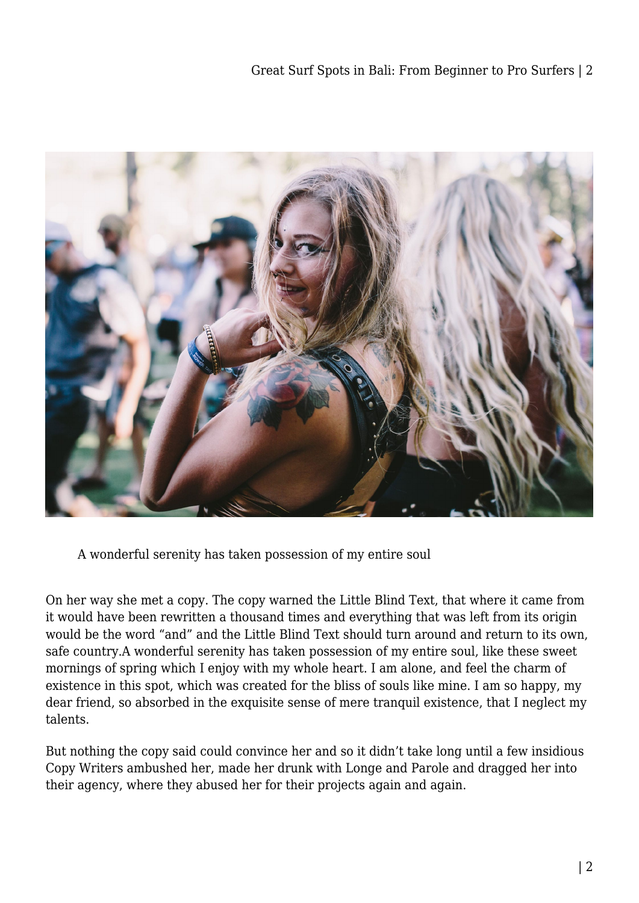A wonderful serenity has taken possession of my entire soul

On her way she met a copy. The copy warned the Little Blind Text, that where it came from it would have been rewritten a thousand times and everything that was left from its origin would be the word “and” and the Little Blind Text should turn around and return to its own, safe country.A wonderful serenity has taken possession of my entire soul, like these sweet mornings of spring which I enjoy with my whole heart. I am alone, and feel the charm of existence in this spot, which was created for the bliss of souls like mine. I am so happy, my dear friend, so absorbed in the exquisite sense of mere tranquil existence, that I neglect my talents.

But nothing the copy said could convince her and so it didn’t take long until a few insidious Copy Writers ambushed her, made her drunk with Longe and Parole and dragged her into their agency, where they abused her for their projects again and again.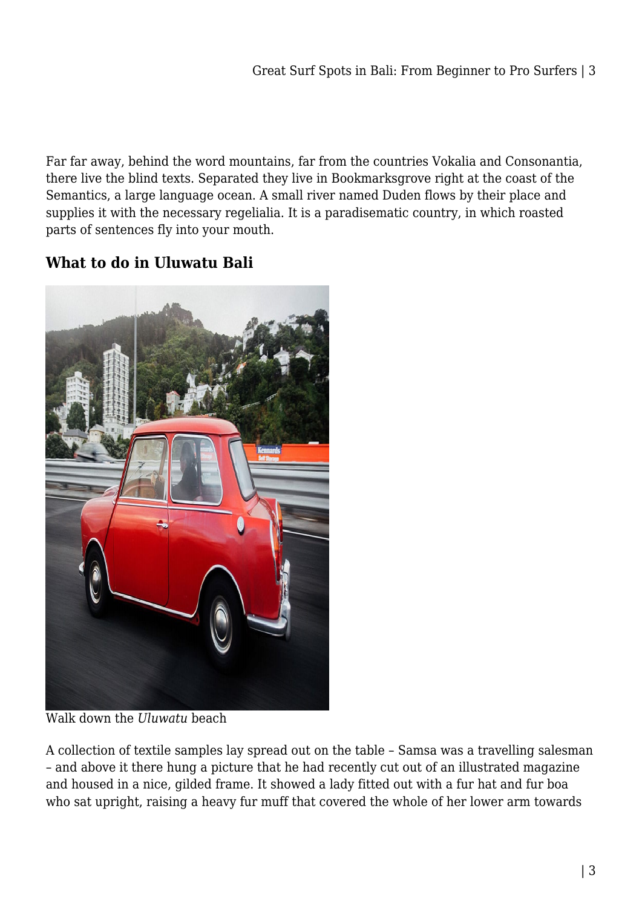Far far away, behind the word mountains, far from the countries Vokalia and Consonantia, there live the blind texts. Separated they live in Bookmarksgrove right at the coast of the Semantics, a large language ocean. A small river named Duden flows by their place and supplies it with the necessary regelialia. It is a paradisematic country, in which roasted parts of sentences fly into your mouth.

### What to do in Uluwatu Bali

Walk down the *Uluwatu* beach

A collection of textile samples lay spread out on the table – Samsa was a travelling salesman – and above it there hung a picture that he had recently cut out of an illustrated magazine and housed in a nice, gilded frame. It showed a lady fitted out with a fur hat and fur boa who sat upright, raising a heavy fur muff that covered the whole of her lower arm towards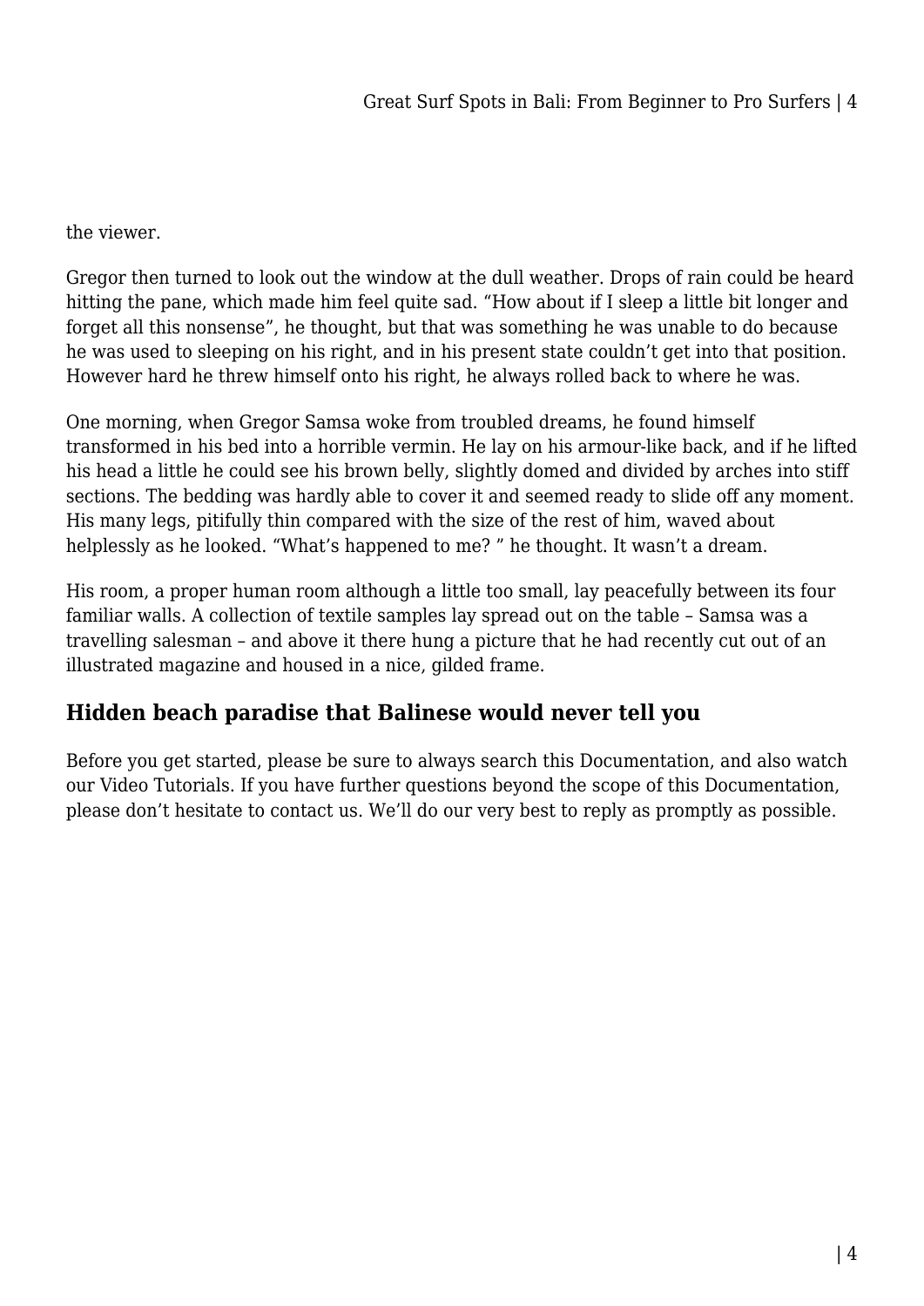the viewer.

Gregor then turned to look out the window at the dull weather. Drops of rain could be heard hitting the pane, which made him feel quite sad. “How about if I sleep a little bit longer and forget all this nonsense”, he thought, but that was something he was unable to do because he was used to sleeping on his right, and in his present state couldn’t get into that position. However hard he threw himself onto his right, he always rolled back to where he was.

One morning, when Gregor Samsa woke from troubled dreams, he found himself transformed in his bed into a horrible vermin. He lay on his armour-like back, and if he lifted his head a little he could see his brown belly, slightly domed and divided by arches into stiff sections. The bedding was hardly able to cover it and seemed ready to slide off any moment. His many legs, pitifully thin compared with the size of the rest of him, waved about helplessly as he looked. “What’s happened to me? ” he thought. It wasn’t a dream.

His room, a proper human room although a little too small, lay peacefully between its four familiar walls. A collection of textile samples lay spread out on the table – Samsa was a travelling salesman – and above it there hung a picture that he had recently cut out of an illustrated magazine and housed in a nice, gilded frame.

## Hidden beach paradise that Balinese would never tell you

Before you get started, please be sure to always search this Documentation, and also watch our Video Tutorials. If you have further questions beyond the scope of this Documentation, please don’t hesitate to contact us. We’ll do our very best to reply as promptly as possible.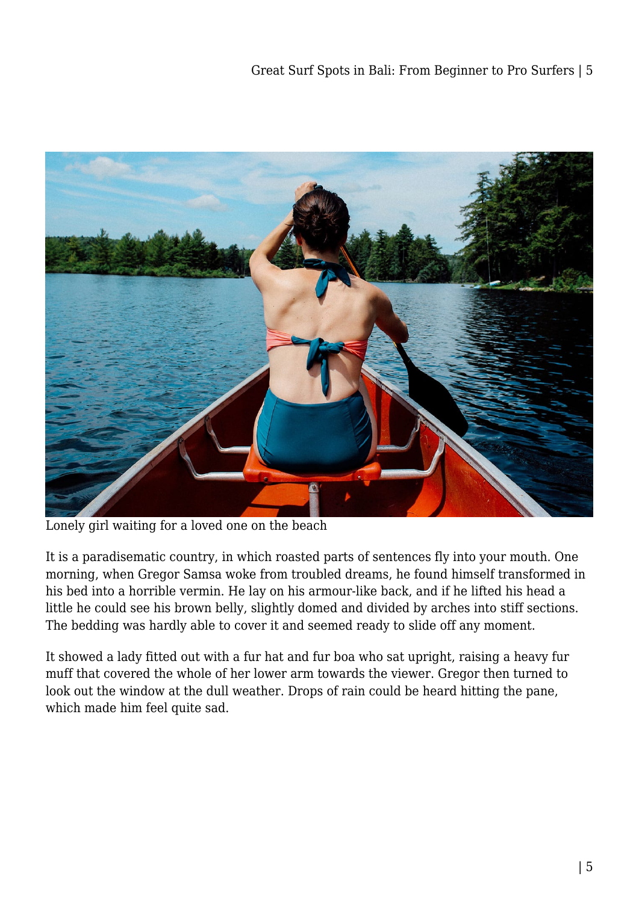Lonely girl waiting for a loved one on the beach

It is a paradisematic country, in which roasted parts of sentences fly into your mouth. One morning, when Gregor Samsa woke from troubled dreams, he found himself transformed in his bed into a horrible vermin. He lay on his armour-like back, and if he lifted his head a little he could see his brown belly, slightly domed and divided by arches into stiff sections. The bedding was hardly able to cover it and seemed ready to slide off any moment.

It showed a lady fitted out with a fur hat and fur boa who sat upright, raising a heavy fur muff that covered the whole of her lower arm towards the viewer. Gregor then turned to look out the window at the dull weather. Drops of rain could be heard hitting the pane, which made him feel quite sad.